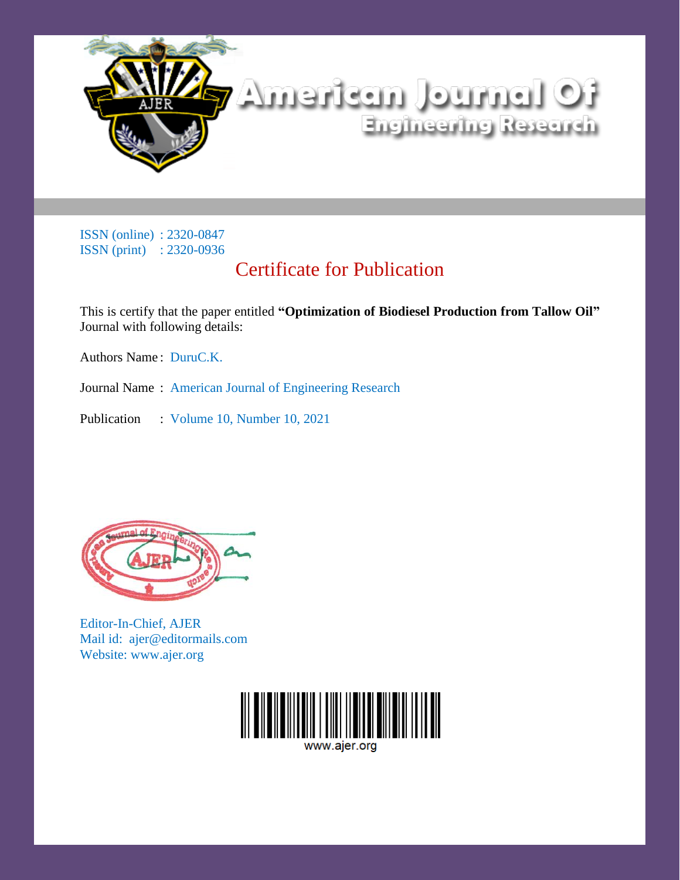# American Journal Of Engineering Research

ISSN (online) : 2320-0847
ISSN (print) : 2320-0936

## Certificate for Publication

This is certify that the paper entitled **"Optimization of Biodiesel Production from Tallow Oil"** Journal with following details:

Authors Name : DuruC.K.

Journal Name : American Journal of Engineering Research

Publication : Volume 10, Number 10, 2021

Editor-In-Chief, AJER
Mail id: ajer@editormails.com
Website: www.ajer.org

www.ajer.org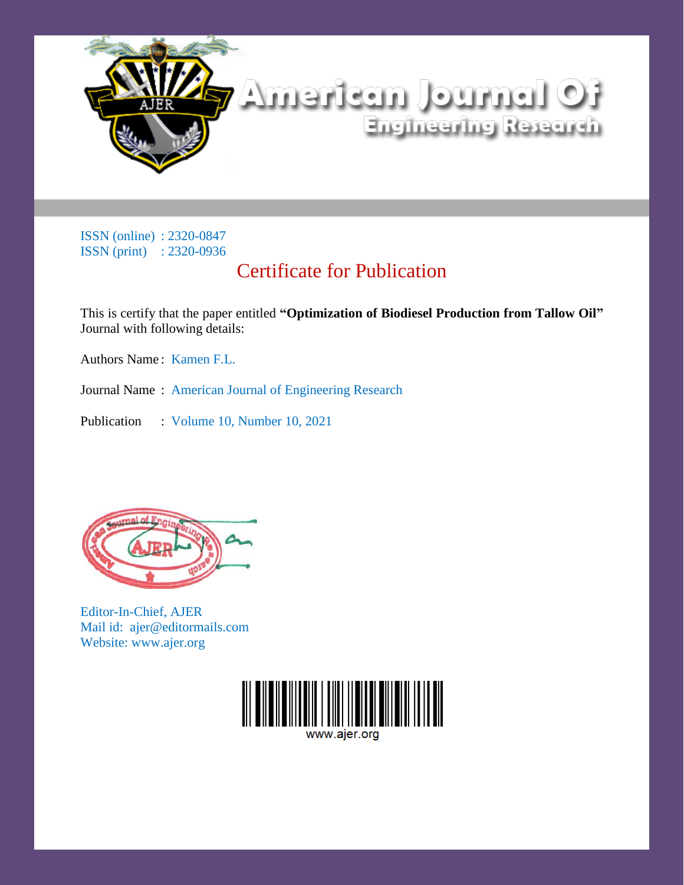# American Journal Of Engineering Research

ISSN (online) : 2320-0847
ISSN (print) : 2320-0936

## Certificate for Publication

This is certify that the paper entitled **"Optimization of Biodiesel Production from Tallow Oil"** Journal with following details:

Authors Name : Kamen F.L.

Journal Name : American Journal of Engineering Research

Publication : Volume 10, Number 10, 2021

Editor-In-Chief, AJER
Mail id: ajer@editormails.com
Website: www.ajer.org

www.ajer.org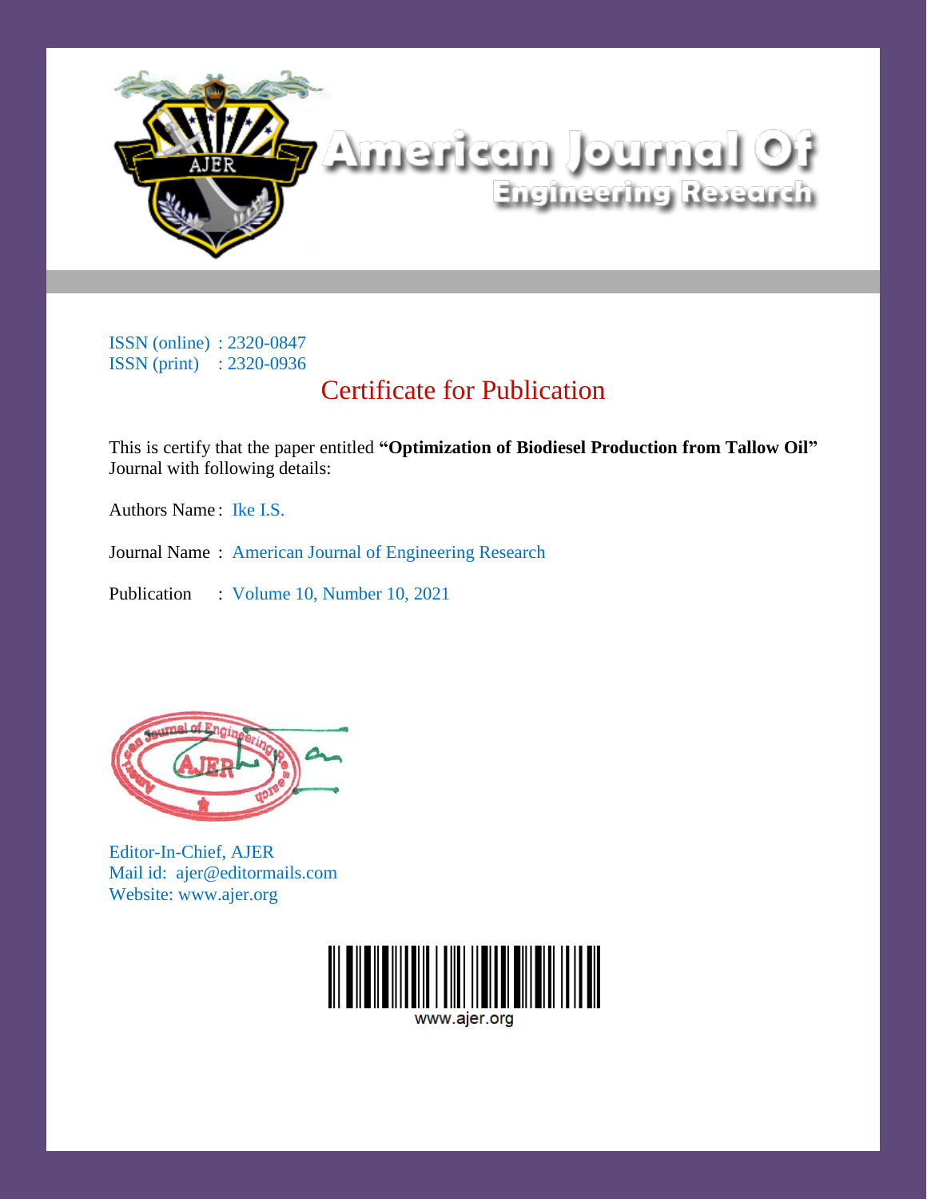# American Journal Of Engineering Research

ISSN (online) : 2320-0847
ISSN (print) : 2320-0936

## Certificate for Publication

This is certify that the paper entitled **"Optimization of Biodiesel Production from Tallow Oil"** Journal with following details:

Authors Name : Ike I.S.

Journal Name : American Journal of Engineering Research

Publication : Volume 10, Number 10, 2021

Editor-In-Chief, AJER
Mail id: ajer@editormails.com
Website: www.ajer.org

www.ajer.org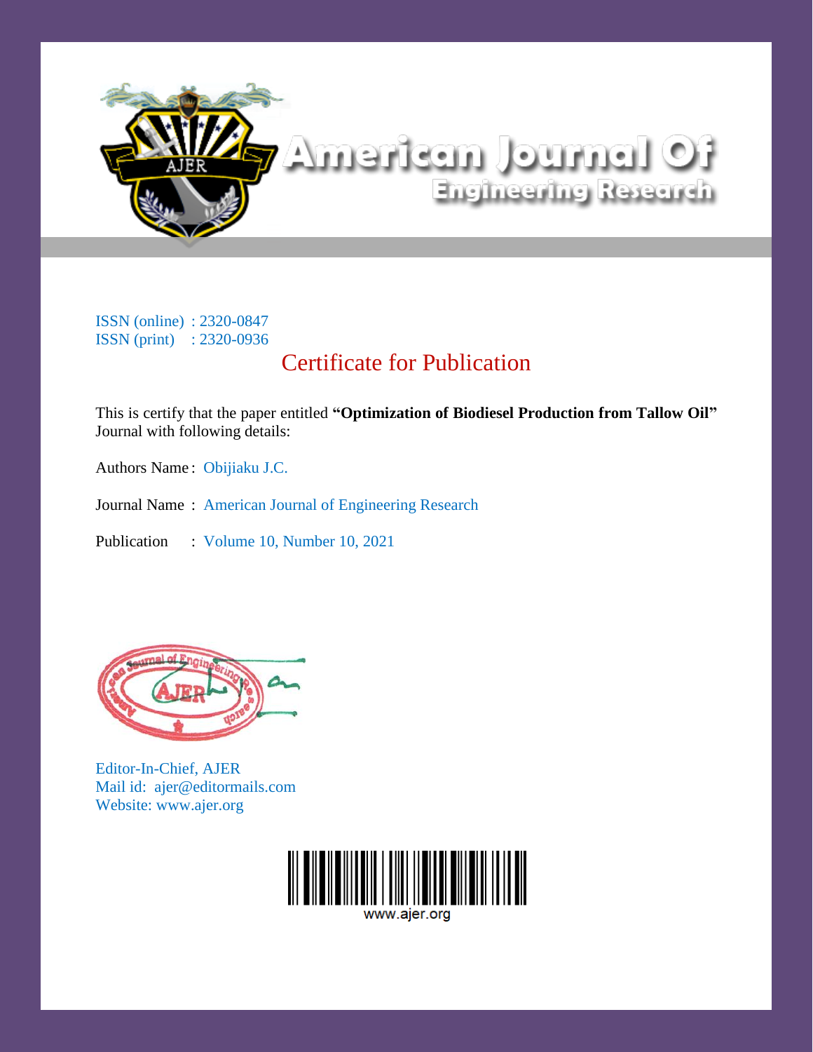# American Journal Of Engineering Research

ISSN (online) : 2320-0847
ISSN (print) : 2320-0936

## Certificate for Publication

This is certify that the paper entitled **"Optimization of Biodiesel Production from Tallow Oil"** Journal with following details:

Authors Name : Obijiaku J.C.

Journal Name : American Journal of Engineering Research

Publication : Volume 10, Number 10, 2021

Editor-In-Chief, AJER
Mail id: ajer@editormails.com
Website: www.ajer.org

www.ajer.org